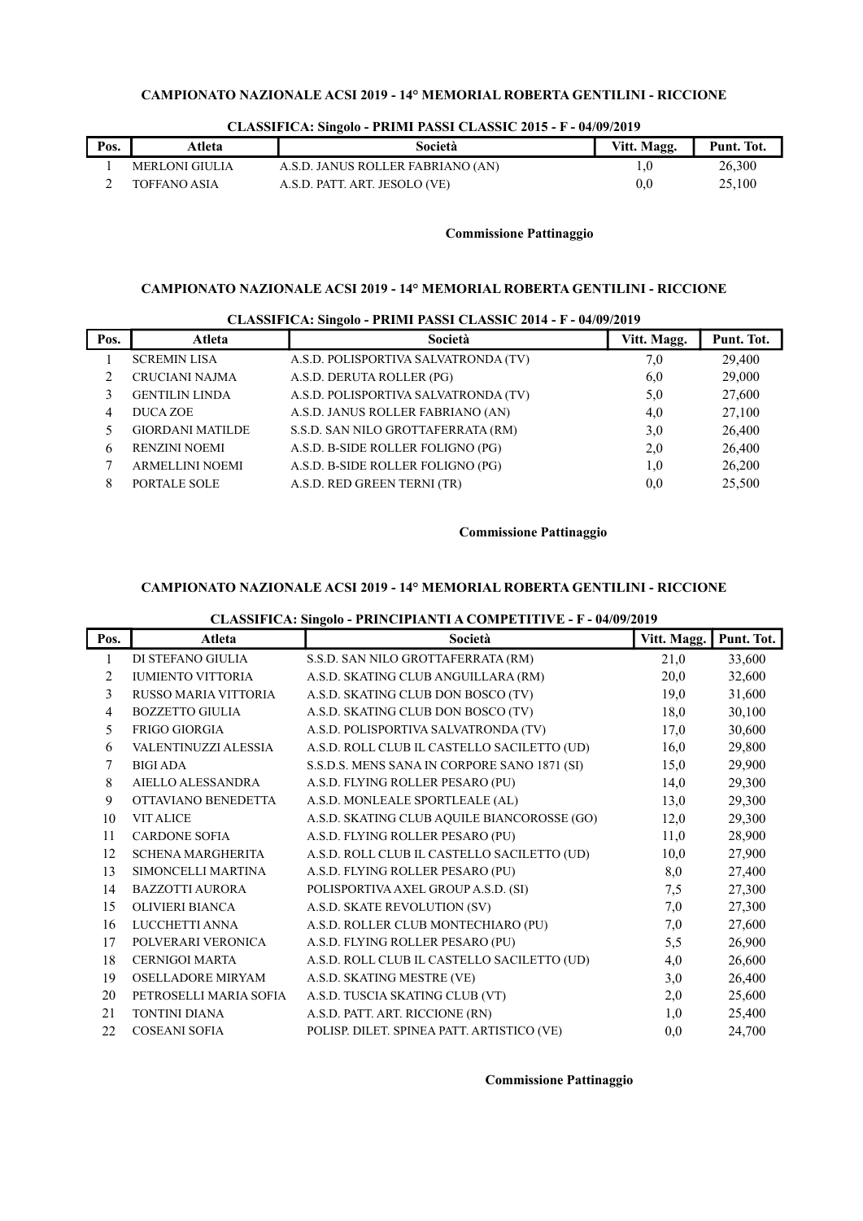**CAMPIONATO NAZIONALE ACSI 2019 - 14° MEMORIAL ROBERTA GENTILINI - RICCIONE**

**CLASSIFICA: Singolo - PRIMI PASSI CLASSIC 2015 - F - 04/09/2019**

| Pos. | Atleta | Società | Vitt. Magg. | Punt. Tot. |
|---|---|---|---|---|
| 1 | MERLONI GIULIA | A.S.D. JANUS ROLLER FABRIANO (AN) | 1,0 | 26,300 |
| 2 | TOFFANO ASIA | A.S.D. PATT. ART. JESOLO (VE) | 0,0 | 25,100 |

**Commissione Pattinaggio**

**CAMPIONATO NAZIONALE ACSI 2019 - 14° MEMORIAL ROBERTA GENTILINI - RICCIONE**

**CLASSIFICA: Singolo - PRIMI PASSI CLASSIC 2014 - F - 04/09/2019**

| Pos. | Atleta | Società | Vitt. Magg. | Punt. Tot. |
|---|---|---|---|---|
| 1 | SCREMIN LISA | A.S.D. POLISPORTIVA SALVATRONDA (TV) | 7,0 | 29,400 |
| 2 | CRUCIANI NAJMA | A.S.D. DERUTA ROLLER (PG) | 6,0 | 29,000 |
| 3 | GENTILIN LINDA | A.S.D. POLISPORTIVA SALVATRONDA (TV) | 5,0 | 27,600 |
| 4 | DUCA ZOE | A.S.D. JANUS ROLLER FABRIANO (AN) | 4,0 | 27,100 |
| 5 | GIORDANI MATILDE | S.S.D. SAN NILO GROTTAFERRATA (RM) | 3,0 | 26,400 |
| 6 | RENZINI NOEMI | A.S.D. B-SIDE ROLLER FOLIGNO (PG) | 2,0 | 26,400 |
| 7 | ARMELLINI NOEMI | A.S.D. B-SIDE ROLLER FOLIGNO (PG) | 1,0 | 26,200 |
| 8 | PORTALE SOLE | A.S.D. RED GREEN TERNI (TR) | 0,0 | 25,500 |

**Commissione Pattinaggio**

**CAMPIONATO NAZIONALE ACSI 2019 - 14° MEMORIAL ROBERTA GENTILINI - RICCIONE**

**CLASSIFICA: Singolo - PRINCIPIANTI A COMPETITIVE - F - 04/09/2019**

| Pos. | Atleta | Società | Vitt. Magg. | Punt. Tot. |
|---|---|---|---|---|
| 1 | DI STEFANO GIULIA | S.S.D. SAN NILO GROTTAFERRATA (RM) | 21,0 | 33,600 |
| 2 | IUMIENTO VITTORIA | A.S.D. SKATING CLUB ANGUILLARA (RM) | 20,0 | 32,600 |
| 3 | RUSSO MARIA VITTORIA | A.S.D. SKATING CLUB DON BOSCO (TV) | 19,0 | 31,600 |
| 4 | BOZZETTO GIULIA | A.S.D. SKATING CLUB DON BOSCO (TV) | 18,0 | 30,100 |
| 5 | FRIGO GIORGIA | A.S.D. POLISPORTIVA SALVATRONDA (TV) | 17,0 | 30,600 |
| 6 | VALENTINUZZI ALESSIA | A.S.D. ROLL CLUB IL CASTELLO SACILETTO (UD) | 16,0 | 29,800 |
| 7 | BIGI ADA | S.S.D.S. MENS SANA IN CORPORE SANO 1871 (SI) | 15,0 | 29,900 |
| 8 | AIELLO ALESSANDRA | A.S.D. FLYING ROLLER PESARO (PU) | 14,0 | 29,300 |
| 9 | OTTAVIANO BENEDETTA | A.S.D. MONLEALE SPORTLEALE (AL) | 13,0 | 29,300 |
| 10 | VIT ALICE | A.S.D. SKATING CLUB AQUILE BIANCOROSSE (GO) | 12,0 | 29,300 |
| 11 | CARDONE SOFIA | A.S.D. FLYING ROLLER PESARO (PU) | 11,0 | 28,900 |
| 12 | SCHENA MARGHERITA | A.S.D. ROLL CLUB IL CASTELLO SACILETTO (UD) | 10,0 | 27,900 |
| 13 | SIMONCELLI MARTINA | A.S.D. FLYING ROLLER PESARO (PU) | 8,0 | 27,400 |
| 14 | BAZZOTTI AURORA | POLISPORTIVA AXEL GROUP A.S.D. (SI) | 7,5 | 27,300 |
| 15 | OLIVIERI BIANCA | A.S.D. SKATE REVOLUTION (SV) | 7,0 | 27,300 |
| 16 | LUCCHETTI ANNA | A.S.D. ROLLER CLUB MONTECHIARO (PU) | 7,0 | 27,600 |
| 17 | POLVERARI VERONICA | A.S.D. FLYING ROLLER PESARO (PU) | 5,5 | 26,900 |
| 18 | CERNIGOI MARTA | A.S.D. ROLL CLUB IL CASTELLO SACILETTO (UD) | 4,0 | 26,600 |
| 19 | OSELLADORE MIRYAM | A.S.D. SKATING MESTRE (VE) | 3,0 | 26,400 |
| 20 | PETROSELLI MARIA SOFIA | A.S.D. TUSCIA SKATING CLUB (VT) | 2,0 | 25,600 |
| 21 | TONTINI DIANA | A.S.D. PATT. ART. RICCIONE (RN) | 1,0 | 25,400 |
| 22 | COSEANI SOFIA | POLISP. DILET. SPINEA PATT. ARTISTICO (VE) | 0,0 | 24,700 |

**Commissione Pattinaggio**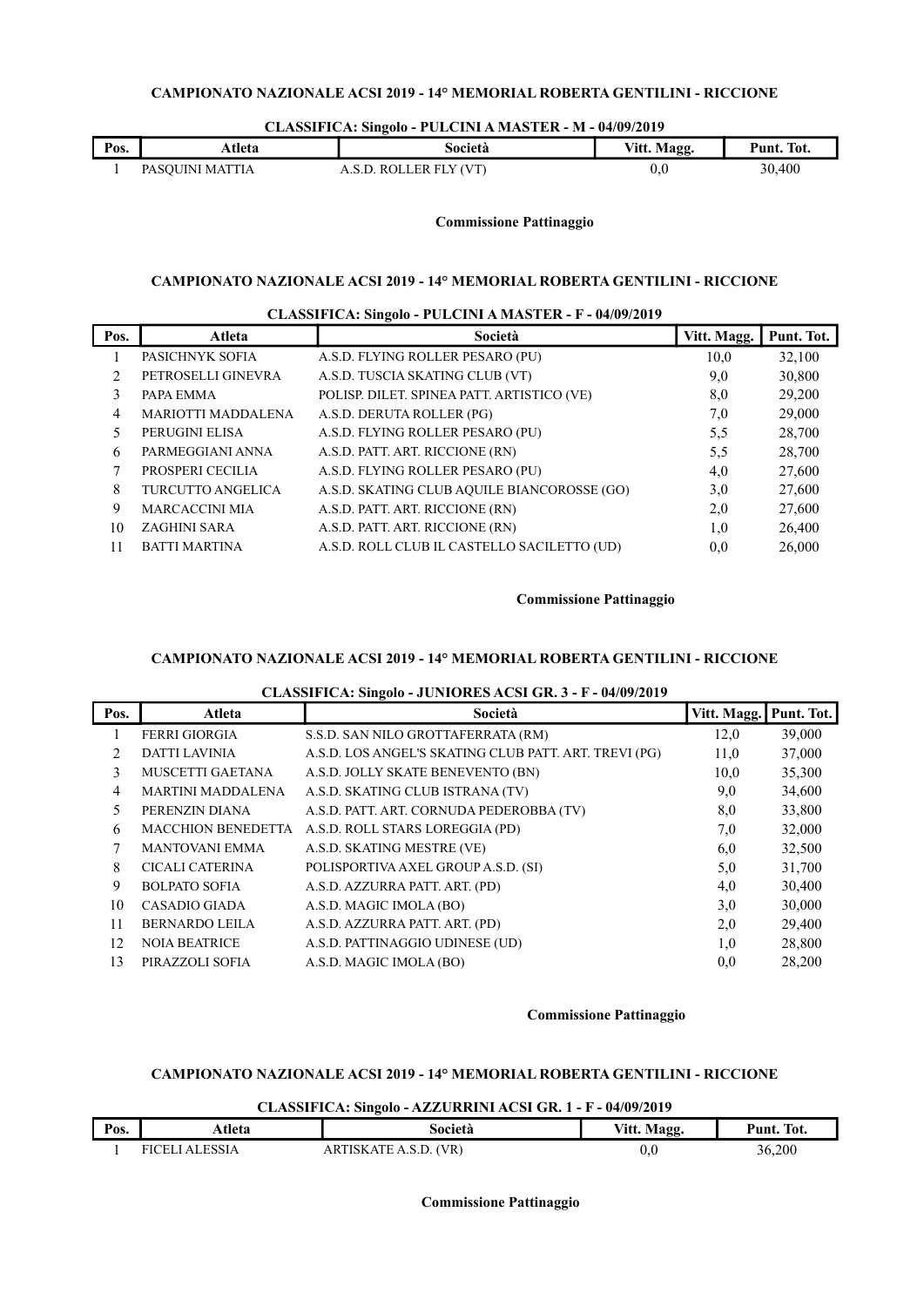**CAMPIONATO NAZIONALE ACSI 2019 - 14° MEMORIAL ROBERTA GENTILINI - RICCIONE**

**CLASSIFICA: Singolo - PULCINI A MASTER - M - 04/09/2019**

| Pos. | Atleta | Società | Vitt. Magg. | Punt. Tot. |
|---|---|---|---|---|
| 1 | PASQUINI MATTIA | A.S.D. ROLLER FLY (VT) | 0,0 | 30,400 |

**Commissione Pattinaggio**

**CAMPIONATO NAZIONALE ACSI 2019 - 14° MEMORIAL ROBERTA GENTILINI - RICCIONE**

**CLASSIFICA: Singolo - PULCINI A MASTER - F - 04/09/2019**

| Pos. | Atleta | Società | Vitt. Magg. | Punt. Tot. |
|---|---|---|---|---|
| 1 | PASICHNYK SOFIA | A.S.D. FLYING ROLLER PESARO (PU) | 10,0 | 32,100 |
| 2 | PETROSELLI GINEVRA | A.S.D. TUSCIA SKATING CLUB (VT) | 9,0 | 30,800 |
| 3 | PAPA EMMA | POLISP. DILET. SPINEA PATT. ARTISTICO (VE) | 8,0 | 29,200 |
| 4 | MARIOTTI MADDALENA | A.S.D. DERUTA ROLLER (PG) | 7,0 | 29,000 |
| 5 | PERUGINI ELISA | A.S.D. FLYING ROLLER PESARO (PU) | 5,5 | 28,700 |
| 6 | PARMEGGIANI ANNA | A.S.D. PATT. ART. RICCIONE (RN) | 5,5 | 28,700 |
| 7 | PROSPERI CECILIA | A.S.D. FLYING ROLLER PESARO (PU) | 4,0 | 27,600 |
| 8 | TURCUTTO ANGELICA | A.S.D. SKATING CLUB AQUILE BIANCOROSSE (GO) | 3,0 | 27,600 |
| 9 | MARCACCINI MIA | A.S.D. PATT. ART. RICCIONE (RN) | 2,0 | 27,600 |
| 10 | ZAGHINI SARA | A.S.D. PATT. ART. RICCIONE (RN) | 1,0 | 26,400 |
| 11 | BATTI MARTINA | A.S.D. ROLL CLUB IL CASTELLO SACILETTO (UD) | 0,0 | 26,000 |

**Commissione Pattinaggio**

**CAMPIONATO NAZIONALE ACSI 2019 - 14° MEMORIAL ROBERTA GENTILINI - RICCIONE**

**CLASSIFICA: Singolo - JUNIORES ACSI GR. 3 - F - 04/09/2019**

| Pos. | Atleta | Società | Vitt. Magg. | Punt. Tot. |
|---|---|---|---|---|
| 1 | FERRI GIORGIA | S.S.D. SAN NILO GROTTAFERRATA (RM) | 12,0 | 39,000 |
| 2 | DATTI LAVINIA | A.S.D. LOS ANGEL'S SKATING CLUB PATT. ART. TREVI (PG) | 11,0 | 37,000 |
| 3 | MUSCETTI GAETANA | A.S.D. JOLLY SKATE BENEVENTO (BN) | 10,0 | 35,300 |
| 4 | MARTINI MADDALENA | A.S.D. SKATING CLUB ISTRANA (TV) | 9,0 | 34,600 |
| 5 | PERENZIN DIANA | A.S.D. PATT. ART. CORNUDA PEDEROBBA (TV) | 8,0 | 33,800 |
| 6 | MACCHION BENEDETTA | A.S.D. ROLL STARS LOREGGIA (PD) | 7,0 | 32,000 |
| 7 | MANTOVANI EMMA | A.S.D. SKATING MESTRE (VE) | 6,0 | 32,500 |
| 8 | CICALI CATERINA | POLISPORTIVA AXEL GROUP A.S.D. (SI) | 5,0 | 31,700 |
| 9 | BOLPATO SOFIA | A.S.D. AZZURRA PATT. ART. (PD) | 4,0 | 30,400 |
| 10 | CASADIO GIADA | A.S.D. MAGIC IMOLA (BO) | 3,0 | 30,000 |
| 11 | BERNARDO LEILA | A.S.D. AZZURRA PATT. ART. (PD) | 2,0 | 29,400 |
| 12 | NOIA BEATRICE | A.S.D. PATTINAGGIO UDINESE (UD) | 1,0 | 28,800 |
| 13 | PIRAZZOLI SOFIA | A.S.D. MAGIC IMOLA (BO) | 0,0 | 28,200 |

**Commissione Pattinaggio**

**CAMPIONATO NAZIONALE ACSI 2019 - 14° MEMORIAL ROBERTA GENTILINI - RICCIONE**

**CLASSIFICA: Singolo - AZZURRINI ACSI GR. 1 - F - 04/09/2019**

| Pos. | Atleta | Società | Vitt. Magg. | Punt. Tot. |
|---|---|---|---|---|
| 1 | FICELI ALESSIA | ARTISKATE A.S.D. (VR) | 0,0 | 36,200 |

**Commissione Pattinaggio**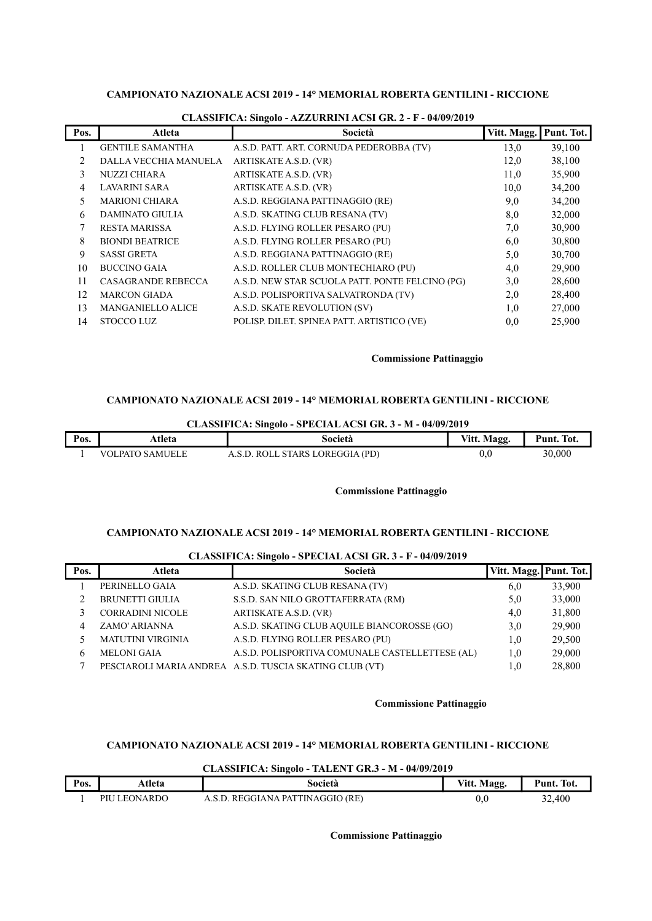## CAMPIONATO NAZIONALE ACSI 2019 - 14° MEMORIAL ROBERTA GENTILINI - RICCIONE

### CLASSIFICA: Singolo - AZZURRINI ACSI GR. 2 - F - 04/09/2019

| Pos. | Atleta | Società | Vitt. Magg. | Punt. Tot. |
|---|---|---|---|---|
| 1 | GENTILE SAMANTHA | A.S.D. PATT. ART. CORNUDA PEDEROBBA (TV) | 13,0 | 39,100 |
| 2 | DALLA VECCHIA MANUELA | ARTISKATE A.S.D. (VR) | 12,0 | 38,100 |
| 3 | NUZZI CHIARA | ARTISKATE A.S.D. (VR) | 11,0 | 35,900 |
| 4 | LAVARINI SARA | ARTISKATE A.S.D. (VR) | 10,0 | 34,200 |
| 5 | MARIONI CHIARA | A.S.D. REGGIANA PATTINAGGIO (RE) | 9,0 | 34,200 |
| 6 | DAMINATO GIULIA | A.S.D. SKATING CLUB RESANA (TV) | 8,0 | 32,000 |
| 7 | RESTA MARISSA | A.S.D. FLYING ROLLER PESARO (PU) | 7,0 | 30,900 |
| 8 | BIONDI BEATRICE | A.S.D. FLYING ROLLER PESARO (PU) | 6,0 | 30,800 |
| 9 | SASSI GRETA | A.S.D. REGGIANA PATTINAGGIO (RE) | 5,0 | 30,700 |
| 10 | BUCCINO GAIA | A.S.D. ROLLER CLUB MONTECHIARO (PU) | 4,0 | 29,900 |
| 11 | CASAGRANDE REBECCA | A.S.D. NEW STAR SCUOLA PATT. PONTE FELCINO (PG) | 3,0 | 28,600 |
| 12 | MARCON GIADA | A.S.D. POLISPORTIVA SALVATRONDA (TV) | 2,0 | 28,400 |
| 13 | MANGANIELLO ALICE | A.S.D. SKATE REVOLUTION (SV) | 1,0 | 27,000 |
| 14 | STOCCO LUZ | POLISP. DILET. SPINEA PATT. ARTISTICO (VE) | 0,0 | 25,900 |

**Commissione Pattinaggio**

## CAMPIONATO NAZIONALE ACSI 2019 - 14° MEMORIAL ROBERTA GENTILINI - RICCIONE

### CLASSIFICA: Singolo - SPECIAL ACSI GR. 3 - M - 04/09/2019

| Pos. | Atleta | Società | Vitt. Magg. | Punt. Tot. |
|---|---|---|---|---|
| 1 | VOLPATO SAMUELE | A.S.D. ROLL STARS LOREGGIA (PD) | 0,0 | 30,000 |

**Commissione Pattinaggio**

## CAMPIONATO NAZIONALE ACSI 2019 - 14° MEMORIAL ROBERTA GENTILINI - RICCIONE

### CLASSIFICA: Singolo - SPECIAL ACSI GR. 3 - F - 04/09/2019

| Pos. | Atleta | Società | Vitt. Magg. | Punt. Tot. |
|---|---|---|---|---|
| 1 | PERINELLO GAIA | A.S.D. SKATING CLUB RESANA (TV) | 6,0 | 33,900 |
| 2 | BRUNETTI GIULIA | S.S.D. SAN NILO GROTTAFERRATA (RM) | 5,0 | 33,000 |
| 3 | CORRADINI NICOLE | ARTISKATE A.S.D. (VR) | 4,0 | 31,800 |
| 4 | ZAMO' ARIANNA | A.S.D. SKATING CLUB AQUILE BIANCOROSSE (GO) | 3,0 | 29,900 |
| 5 | MATUTINI VIRGINIA | A.S.D. FLYING ROLLER PESARO (PU) | 1,0 | 29,500 |
| 6 | MELONI GAIA | A.S.D. POLISPORTIVA COMUNALE CASTELLETTESE (AL) | 1,0 | 29,000 |
| 7 | PESCIAROLI MARIA ANDREA | A.S.D. TUSCIA SKATING CLUB (VT) | 1,0 | 28,800 |

**Commissione Pattinaggio**

## CAMPIONATO NAZIONALE ACSI 2019 - 14° MEMORIAL ROBERTA GENTILINI - RICCIONE

### CLASSIFICA: Singolo - TALENT GR.3 - M - 04/09/2019

| Pos. | Atleta | Società | Vitt. Magg. | Punt. Tot. |
|---|---|---|---|---|
| 1 | PIU LEONARDO | A.S.D. REGGIANA PATTINAGGIO (RE) | 0,0 | 32,400 |

**Commissione Pattinaggio**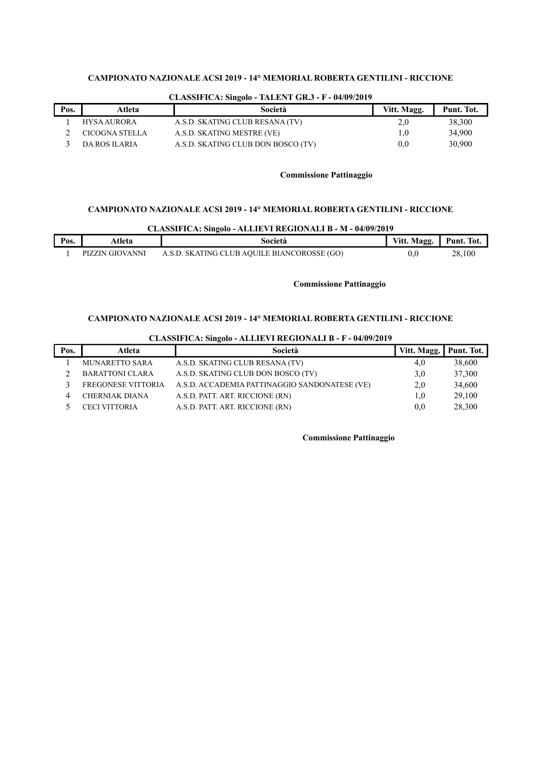**CAMPIONATO NAZIONALE ACSI 2019 - 14° MEMORIAL ROBERTA GENTILINI - RICCIONE**

**CLASSIFICA: Singolo - TALENT GR.3 - F - 04/09/2019**

| Pos. | Atleta | Società | Vitt. Magg. | Punt. Tot. |
|---|---|---|---|---|
| 1 | HYSA AURORA | A.S.D. SKATING CLUB RESANA (TV) | 2,0 | 38,300 |
| 2 | CICOGNA STELLA | A.S.D. SKATING MESTRE (VE) | 1,0 | 34,900 |
| 3 | DA ROS ILARIA | A.S.D. SKATING CLUB DON BOSCO (TV) | 0,0 | 30,900 |

**Commissione Pattinaggio**

**CAMPIONATO NAZIONALE ACSI 2019 - 14° MEMORIAL ROBERTA GENTILINI - RICCIONE**

**CLASSIFICA: Singolo - ALLIEVI REGIONALI B - M - 04/09/2019**

| Pos. | Atleta | Società | Vitt. Magg. | Punt. Tot. |
|---|---|---|---|---|
| 1 | PIZZIN GIOVANNI | A.S.D. SKATING CLUB AQUILE BIANCOROSSE (GO) | 0,0 | 28,100 |

**Commissione Pattinaggio**

**CAMPIONATO NAZIONALE ACSI 2019 - 14° MEMORIAL ROBERTA GENTILINI - RICCIONE**

**CLASSIFICA: Singolo - ALLIEVI REGIONALI B - F - 04/09/2019**

| Pos. | Atleta | Società | Vitt. Magg. | Punt. Tot. |
|---|---|---|---|---|
| 1 | MUNARETTO SARA | A.S.D. SKATING CLUB RESANA (TV) | 4,0 | 38,600 |
| 2 | BARATTONI CLARA | A.S.D. SKATING CLUB DON BOSCO (TV) | 3,0 | 37,300 |
| 3 | FREGONESE VITTORIA | A.S.D. ACCADEMIA PATTINAGGIO SANDONATESE (VE) | 2,0 | 34,600 |
| 4 | CHERNIAK DIANA | A.S.D. PATT. ART. RICCIONE (RN) | 1,0 | 29,100 |
| 5 | CECI VITTORIA | A.S.D. PATT. ART. RICCIONE (RN) | 0,0 | 28,300 |

**Commissione Pattinaggio**